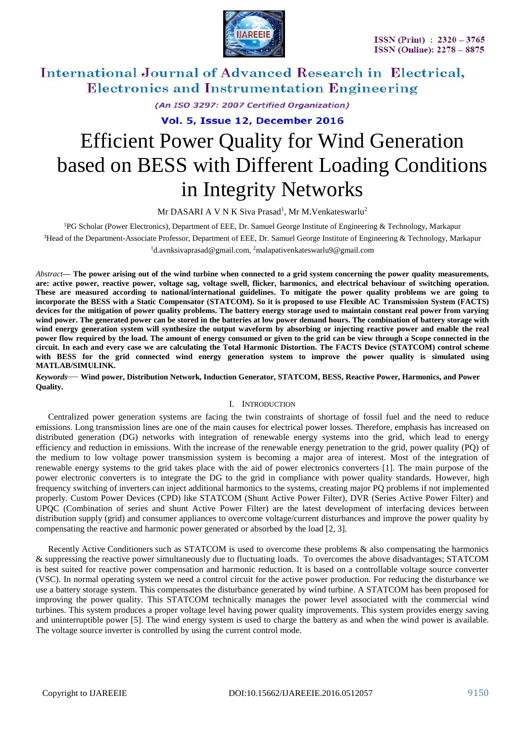# Efficient Power Quality for Wind Generation based on BESS with Different Loading Conditions in Integrity Networks

Mr DASARI A V N K Siva Prasad[1], Mr M.Venkateswarlu[2]

[1]PG Scholar (Power Electronics), Department of EEE, Dr. Samuel George Institute of Engineering & Technology, Markapur

[3]Head of the Department-Associate Professor, Department of EEE, Dr. Samuel George Institute of Engineering & Technology, Markapur

[1]d.avnksivaprasad@gmail.com, [2]malapativenkateswarlu9@gmail.com

*Abstract*— **The power arising out of the wind turbine when connected to a grid system concerning the power quality measurements, are: active power, reactive power, voltage sag, voltage swell, flicker, harmonics, and electrical behaviour of switching operation. These are measured according to national/international guidelines. To mitigate the power quality problems we are going to incorporate the BESS with a Static Compensator (STATCOM). So it is proposed to use Flexible AC Transmission System (FACTS) devices for the mitigation of power quality problems. The battery energy storage used to maintain constant real power from varying wind power. The generated power can be stored in the batteries at low power demand hours. The combination of battery storage with wind energy generation system will synthesize the output waveform by absorbing or injecting reactive power and enable the real power flow required by the load. The amount of energy consumed or given to the grid can be view through a Scope connected in the circuit. In each and every case we are calculating the Total Harmonic Distortion. The FACTS Device (STATCOM) control scheme with BESS for the grid connected wind energy generation system to improve the power quality is simulated using MATLAB/SIMULINK.**

*Keywords*— **Wind power, Distribution Network, Induction Generator, STATCOM, BESS, Reactive Power, Harmonics, and Power Quality.**

## I. Introduction

Centralized power generation systems are facing the twin constraints of shortage of fossil fuel and the need to reduce emissions. Long transmission lines are one of the main causes for electrical power losses. Therefore, emphasis has increased on distributed generation (DG) networks with integration of renewable energy systems into the grid, which lead to energy efficiency and reduction in emissions. With the increase of the renewable energy penetration to the grid, power quality (PQ) of the medium to low voltage power transmission system is becoming a major area of interest. Most of the integration of renewable energy systems to the grid takes place with the aid of power electronics converters [1]. The main purpose of the power electronic converters is to integrate the DG to the grid in compliance with power quality standards. However, high frequency switching of inverters can inject additional harmonics to the systems, creating major PQ problems if not implemented properly. Custom Power Devices (CPD) like STATCOM (Shunt Active Power Filter), DVR (Series Active Power Filter) and UPQC (Combination of series and shunt Active Power Filter) are the latest development of interfacing devices between distribution supply (grid) and consumer appliances to overcome voltage/current disturbances and improve the power quality by compensating the reactive and harmonic power generated or absorbed by the load [2, 3].

Recently Active Conditioners such as STATCOM is used to overcome these problems & also compensating the harmonics & suppressing the reactive power simultaneously due to fluctuating loads. To overcomes the above disadvantages; STATCOM is best suited for reactive power compensation and harmonic reduction. It is based on a controllable voltage source converter (VSC). In normal operating system we need a control circuit for the active power production. For reducing the disturbance we use a battery storage system. This compensates the disturbance generated by wind turbine. A STATCOM has been proposed for improving the power quality. This STATCOM technically manages the power level associated with the commercial wind turbines. This system produces a proper voltage level having power quality improvements. This system provides energy saving and uninterruptible power [5]. The wind energy system is used to charge the battery as and when the wind power is available. The voltage source inverter is controlled by using the current control mode.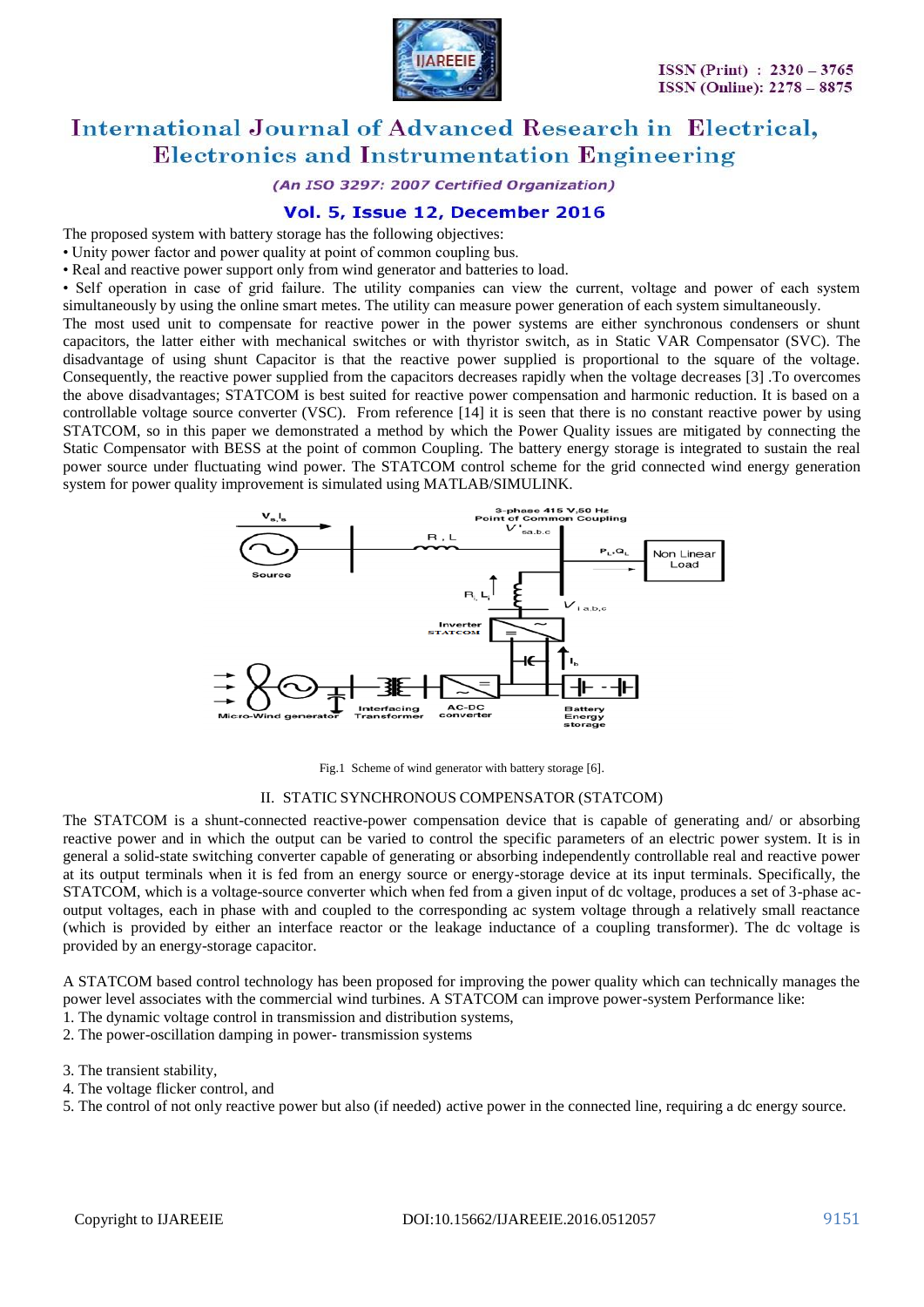The proposed system with battery storage has the following objectives:

- Unity power factor and power quality at point of common coupling bus.
- Real and reactive power support only from wind generator and batteries to load.
- Self operation in case of grid failure. The utility companies can view the current, voltage and power of each system simultaneously by using the online smart metes. The utility can measure power generation of each system simultaneously.

The most used unit to compensate for reactive power in the power systems are either synchronous condensers or shunt capacitors, the latter either with mechanical switches or with thyristor switch, as in Static VAR Compensator (SVC). The disadvantage of using shunt Capacitor is that the reactive power supplied is proportional to the square of the voltage. Consequently, the reactive power supplied from the capacitors decreases rapidly when the voltage decreases [3] .To overcomes the above disadvantages; STATCOM is best suited for reactive power compensation and harmonic reduction. It is based on a controllable voltage source converter (VSC). From reference [14] it is seen that there is no constant reactive power by using STATCOM, so in this paper we demonstrated a method by which the Power Quality issues are mitigated by connecting the Static Compensator with BESS at the point of common Coupling. The battery energy storage is integrated to sustain the real power source under fluctuating wind power. The STATCOM control scheme for the grid connected wind energy generation system for power quality improvement is simulated using MATLAB/SIMULINK.

Fig.1 Scheme of wind generator with battery storage [6].

## II. STATIC SYNCHRONOUS COMPENSATOR (STATCOM)

The STATCOM is a shunt-connected reactive-power compensation device that is capable of generating and/ or absorbing reactive power and in which the output can be varied to control the specific parameters of an electric power system. It is in general a solid-state switching converter capable of generating or absorbing independently controllable real and reactive power at its output terminals when it is fed from an energy source or energy-storage device at its input terminals. Specifically, the STATCOM, which is a voltage-source converter which when fed from a given input of dc voltage, produces a set of 3-phase ac-output voltages, each in phase with and coupled to the corresponding ac system voltage through a relatively small reactance (which is provided by either an interface reactor or the leakage inductance of a coupling transformer). The dc voltage is provided by an energy-storage capacitor.

A STATCOM based control technology has been proposed for improving the power quality which can technically manages the power level associates with the commercial wind turbines. A STATCOM can improve power-system Performance like:

1. The dynamic voltage control in transmission and distribution systems,
2. The power-oscillation damping in power- transmission systems
3. The transient stability,
4. The voltage flicker control, and
5. The control of not only reactive power but also (if needed) active power in the connected line, requiring a dc energy source.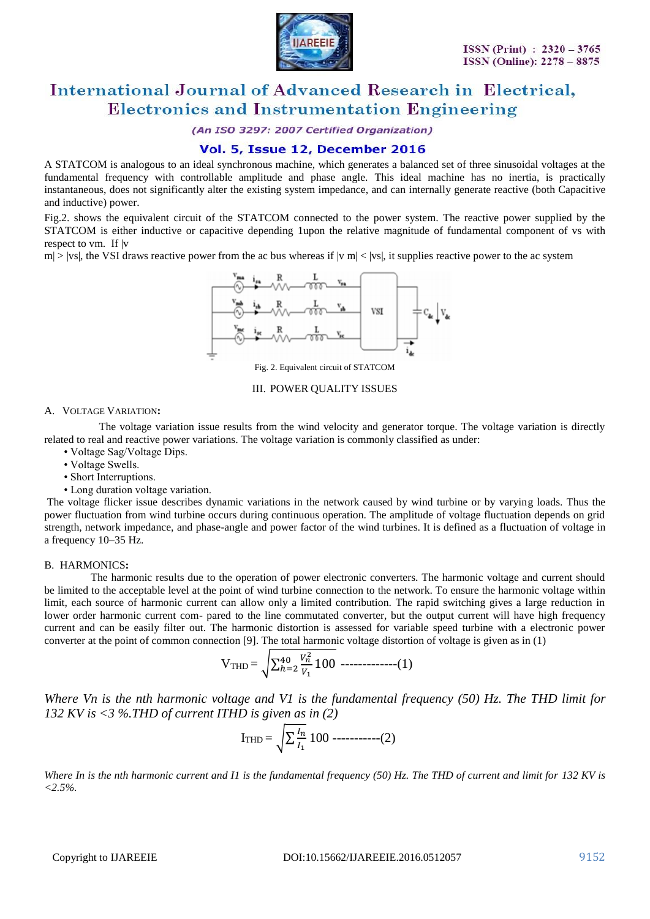A STATCOM is analogous to an ideal synchronous machine, which generates a balanced set of three sinusoidal voltages at the fundamental frequency with controllable amplitude and phase angle. This ideal machine has no inertia, is practically instantaneous, does not significantly alter the existing system impedance, and can internally generate reactive (both Capacitive and inductive) power.

Fig.2. shows the equivalent circuit of the STATCOM connected to the power system. The reactive power supplied by the STATCOM is either inductive or capacitive depending 1upon the relative magnitude of fundamental component of vs with respect to vm. If |v m| > |vs|, the VSI draws reactive power from the ac bus whereas if |v m| < |vs|, it supplies reactive power to the ac system

Fig. 2. Equivalent circuit of STATCOM

## III. POWER QUALITY ISSUES

### A. VOLTAGE VARIATION:

The voltage variation issue results from the wind velocity and generator torque. The voltage variation is directly related to real and reactive power variations. The voltage variation is commonly classified as under:

- Voltage Sag/Voltage Dips.
- Voltage Swells.
- Short Interruptions.
- Long duration voltage variation.

The voltage flicker issue describes dynamic variations in the network caused by wind turbine or by varying loads. Thus the power fluctuation from wind turbine occurs during continuous operation. The amplitude of voltage fluctuation depends on grid strength, network impedance, and phase-angle and power factor of the wind turbines. It is defined as a fluctuation of voltage in a frequency 10–35 Hz.

### B. HARMONICS:

The harmonic results due to the operation of power electronic converters. The harmonic voltage and current should be limited to the acceptable level at the point of wind turbine connection to the network. To ensure the harmonic voltage within limit, each source of harmonic current can allow only a limited contribution. The rapid switching gives a large reduction in lower order harmonic current com- pared to the line commutated converter, but the output current will have high frequency current and can be easily filter out. The harmonic distortion is assessed for variable speed turbine with a electronic power converter at the point of common connection [9]. The total harmonic voltage distortion of voltage is given as in (1)

$$V_{THD} = \sqrt{\sum_{h=2}^{40} \frac{V_n^2}{V_1} 100} \text{ -------------(1)}$$

*Where Vn is the nth harmonic voltage and V1 is the fundamental frequency (50) Hz. The THD limit for 132 KV is <3 %.THD of current ITHD is given as in (2)*

$$I_{THD} = \sqrt{\sum \frac{I_n}{I_1} 100} \text{ -----------(2)}$$

*Where In is the nth harmonic current and I1 is the fundamental frequency (50) Hz. The THD of current and limit for 132 KV is <2.5%.*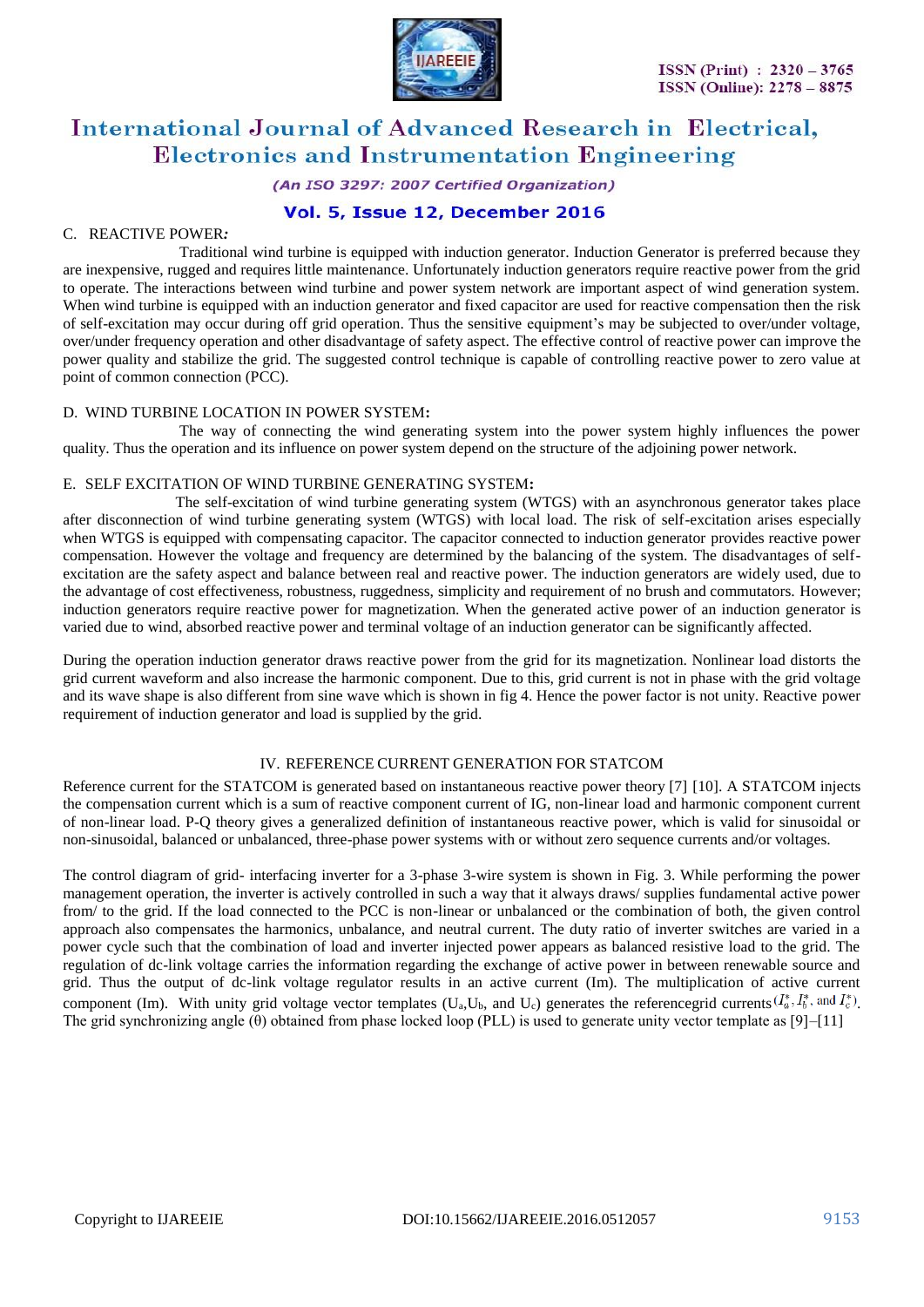C. REACTIVE POWER*:*

Traditional wind turbine is equipped with induction generator. Induction Generator is preferred because they are inexpensive, rugged and requires little maintenance. Unfortunately induction generators require reactive power from the grid to operate. The interactions between wind turbine and power system network are important aspect of wind generation system. When wind turbine is equipped with an induction generator and fixed capacitor are used for reactive compensation then the risk of self-excitation may occur during off grid operation. Thus the sensitive equipment's may be subjected to over/under voltage, over/under frequency operation and other disadvantage of safety aspect. The effective control of reactive power can improve the power quality and stabilize the grid. The suggested control technique is capable of controlling reactive power to zero value at point of common connection (PCC).

D. WIND TURBINE LOCATION IN POWER SYSTEM**:**

The way of connecting the wind generating system into the power system highly influences the power quality. Thus the operation and its influence on power system depend on the structure of the adjoining power network.

E. SELF EXCITATION OF WIND TURBINE GENERATING SYSTEM**:**

The self-excitation of wind turbine generating system (WTGS) with an asynchronous generator takes place after disconnection of wind turbine generating system (WTGS) with local load. The risk of self-excitation arises especially when WTGS is equipped with compensating capacitor. The capacitor connected to induction generator provides reactive power compensation. However the voltage and frequency are determined by the balancing of the system. The disadvantages of self-excitation are the safety aspect and balance between real and reactive power. The induction generators are widely used, due to the advantage of cost effectiveness, robustness, ruggedness, simplicity and requirement of no brush and commutators. However; induction generators require reactive power for magnetization. When the generated active power of an induction generator is varied due to wind, absorbed reactive power and terminal voltage of an induction generator can be significantly affected.

During the operation induction generator draws reactive power from the grid for its magnetization. Nonlinear load distorts the grid current waveform and also increase the harmonic component. Due to this, grid current is not in phase with the grid voltage and its wave shape is also different from sine wave which is shown in fig 4. Hence the power factor is not unity. Reactive power requirement of induction generator and load is supplied by the grid.

## IV. REFERENCE CURRENT GENERATION FOR STATCOM

Reference current for the STATCOM is generated based on instantaneous reactive power theory [7] [10]. A STATCOM injects the compensation current which is a sum of reactive component current of IG, non-linear load and harmonic component current of non-linear load. P-Q theory gives a generalized definition of instantaneous reactive power, which is valid for sinusoidal or non-sinusoidal, balanced or unbalanced, three-phase power systems with or without zero sequence currents and/or voltages.

The control diagram of grid- interfacing inverter for a 3-phase 3-wire system is shown in Fig. 3. While performing the power management operation, the inverter is actively controlled in such a way that it always draws/ supplies fundamental active power from/ to the grid. If the load connected to the PCC is non-linear or unbalanced or the combination of both, the given control approach also compensates the harmonics, unbalance, and neutral current. The duty ratio of inverter switches are varied in a power cycle such that the combination of load and inverter injected power appears as balanced resistive load to the grid. The regulation of dc-link voltage carries the information regarding the exchange of active power in between renewable source and grid. Thus the output of dc-link voltage regulator results in an active current (Im). The multiplication of active current component (Im). With unity grid voltage vector templates ($U_a$,$U_b$, and $U_c$) generates the referencegrid currents ($I_a^*$, $I_b^*$, and $I_c^*$). The grid synchronizing angle (θ) obtained from phase locked loop (PLL) is used to generate unity vector template as [9]–[11]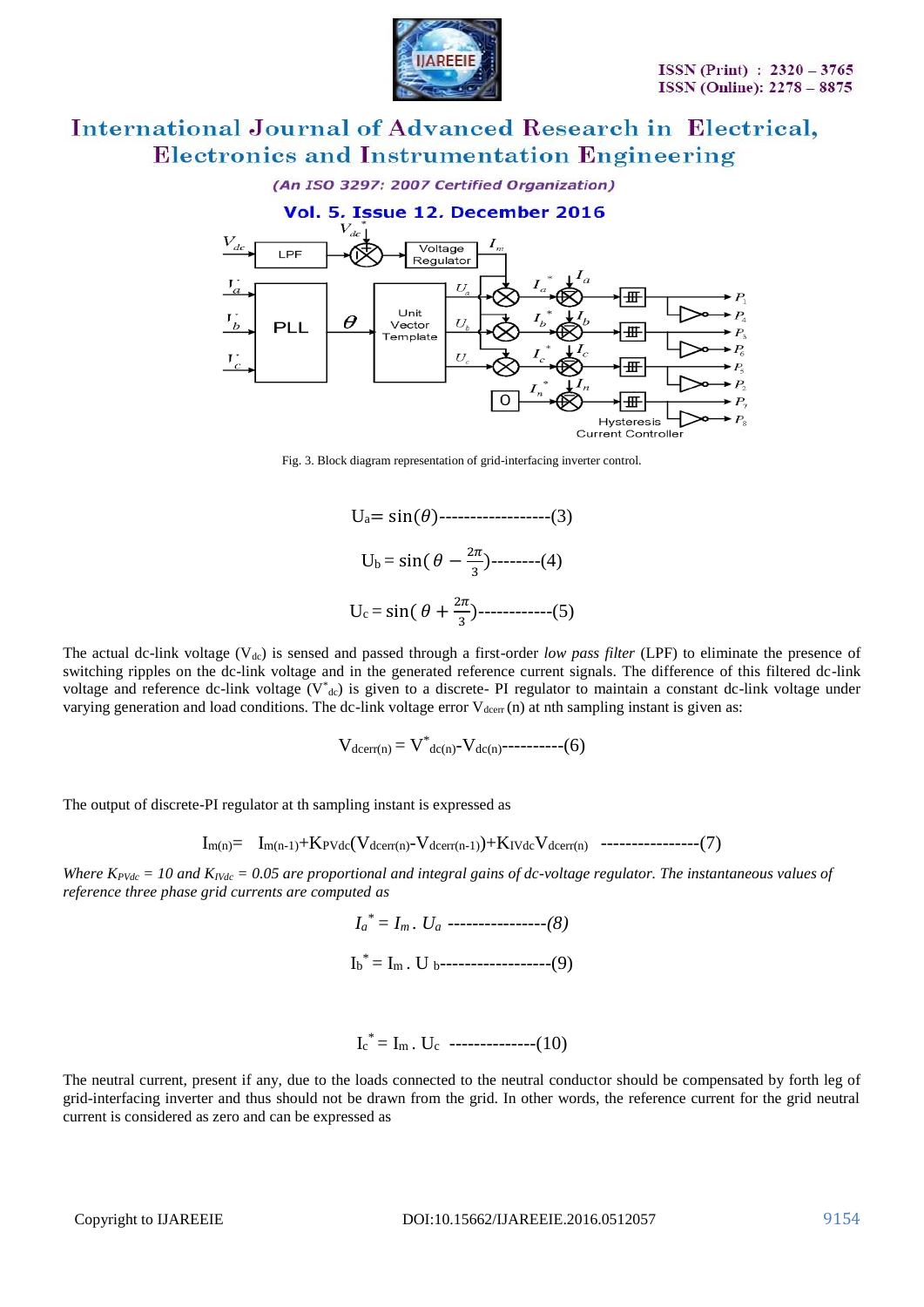Fig. 3. Block diagram representation of grid-interfacing inverter control.

$$U_a = \sin(\theta) \text{------------------}(3)$$

$$U_b = \sin\left(\theta - \frac{2\pi}{3}\right) \text{--------}(4)$$

$$U_c = \sin\left(\theta + \frac{2\pi}{3}\right) \text{------------}(5)$$

The actual dc-link voltage ($V_{dc}$) is sensed and passed through a first-order *low pass filter* (LPF) to eliminate the presence of switching ripples on the dc-link voltage and in the generated reference current signals. The difference of this filtered dc-link voltage and reference dc-link voltage ($V^*_{dc}$) is given to a discrete- PI regulator to maintain a constant dc-link voltage under varying generation and load conditions. The dc-link voltage error $V_{dcerr}$ (n) at nth sampling instant is given as:

$$V_{dcerr(n)} = V^*_{dc(n)} - V_{dc(n)} \text{----------}(6)$$

The output of discrete-PI regulator at th sampling instant is expressed as

$$I_{m(n)} = I_{m(n-1)} + K_{PVdc}(V_{dcerr(n)} - V_{dcerr(n-1)}) + K_{IVdc} V_{dcerr(n)} \text{----------------}(7)$$

*Where $K_{PVdc} = 10$ and $K_{IVdc} = 0.05$ are proportional and integral gains of dc-voltage regulator. The instantaneous values of reference three phase grid currents are computed as*

$$I_a^* = I_m \,.\, U_a \text{----------------}(8)$$

$$I_b^* = I_m \,.\, U_b \text{------------------}(9)$$

$$I_c^* = I_m \,.\, U_c \text{--------------}(10)$$

The neutral current, present if any, due to the loads connected to the neutral conductor should be compensated by forth leg of grid-interfacing inverter and thus should not be drawn from the grid. In other words, the reference current for the grid neutral current is considered as zero and can be expressed as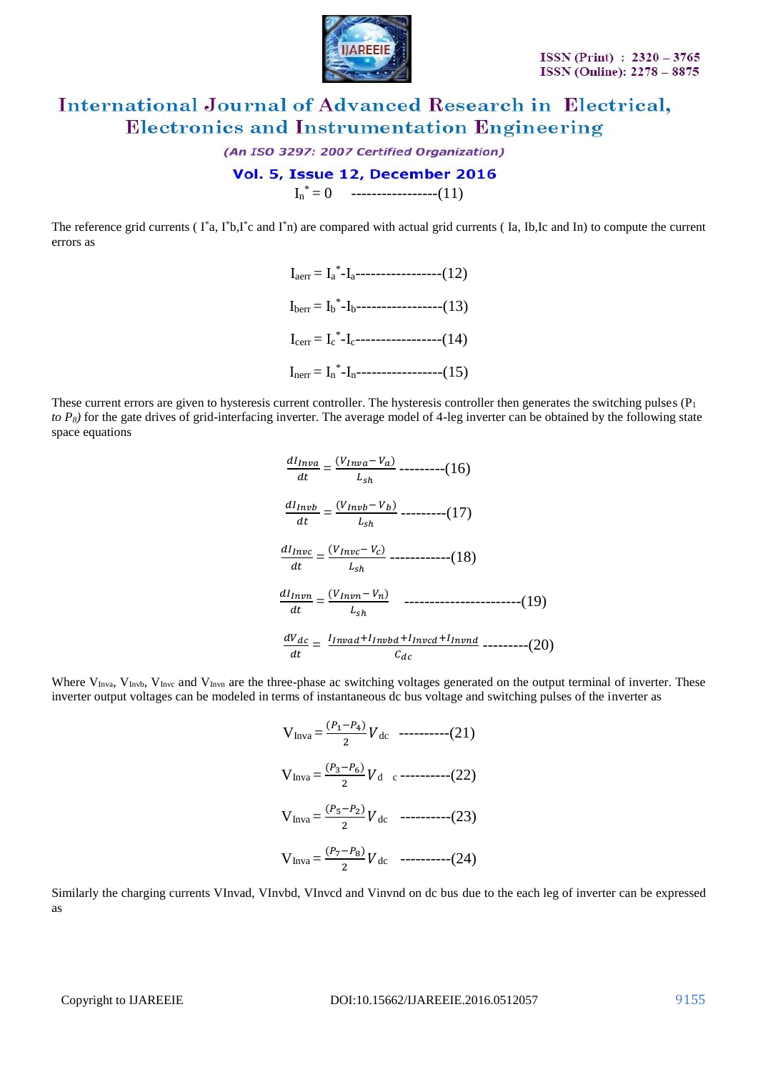$$I_n^* = 0 \quad \text{-----------------(11)}$$

The reference grid currents ( $I^*a$, $I^*b$,$I^*c$ and $I^*n$) are compared with actual grid currents ( Ia, Ib,Ic and In) to compute the current errors as

$$I_{aerr} = I_a^* - I_a \text{-----------------(12)}$$

$$I_{berr} = I_b^* - I_b \text{-----------------(13)}$$

$$I_{cerr} = I_c^* - I_c \text{-----------------(14)}$$

$$I_{nerr} = I_n^* - I_n \text{-----------------(15)}$$

These current errors are given to hysteresis current controller. The hysteresis controller then generates the switching pulses ($P_1$ *to* $P_8$) for the gate drives of grid-interfacing inverter. The average model of 4-leg inverter can be obtained by the following state space equations

$$\frac{dI_{Inva}}{dt} = \frac{(V_{Inva} - V_a)}{L_{sh}} \text{---------(16)}$$

$$\frac{dI_{Invb}}{dt} = \frac{(V_{Invb} - V_b)}{L_{sh}} \text{---------(17)}$$

$$\frac{dI_{Invc}}{dt} = \frac{(V_{Invc} - V_c)}{L_{sh}} \text{------------(18)}$$

$$\frac{dI_{Invn}}{dt} = \frac{(V_{Invn} - V_n)}{L_{sh}} \text{-----------------------(19)}$$

$$\frac{dV_{dc}}{dt} = \frac{I_{Invad} + I_{Invbd} + I_{Invcd} + I_{Invnd}}{C_{dc}} \text{---------(20)}$$

Where $V_{Inva}$, $V_{Invb}$, $V_{Invc}$ and $V_{Invn}$ are the three-phase ac switching voltages generated on the output terminal of inverter. These inverter output voltages can be modeled in terms of instantaneous dc bus voltage and switching pulses of the inverter as

$$V_{Inva} = \frac{(P_1 - P_4)}{2} V_{dc} \text{----------(21)}$$

$$V_{Inva} = \frac{(P_3 - P_6)}{2} V_{dc} \text{----------(22)}$$

$$V_{Inva} = \frac{(P_5 - P_2)}{2} V_{dc} \text{----------(23)}$$

$$V_{Inva} = \frac{(P_7 - P_8)}{2} V_{dc} \text{----------(24)}$$

Similarly the charging currents VInvad, VInvbd, VInvcd and Vinvnd on dc bus due to the each leg of inverter can be expressed as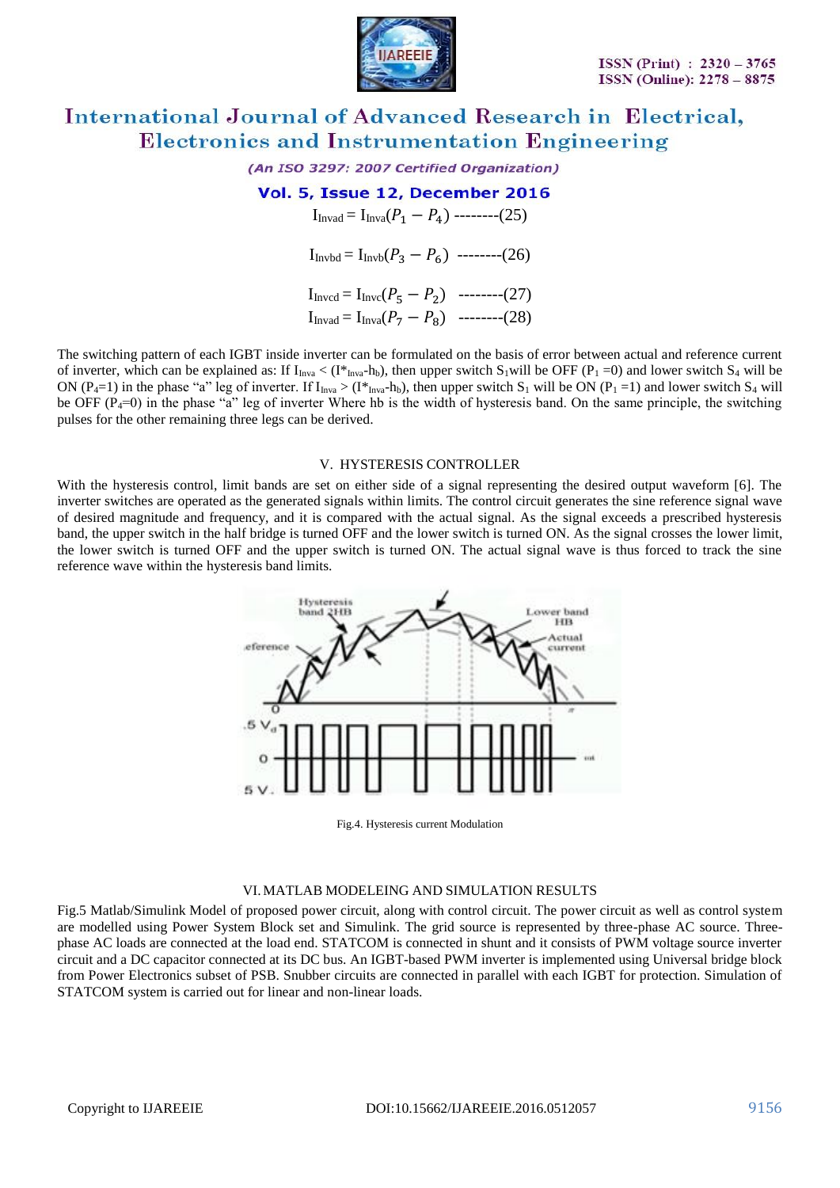$$I_{Invad} = I_{Inva}(P_1 - P_4) \text{ --------(25)}$$

$$I_{Invbd} = I_{Invb}(P_3 - P_6) \text{ --------(26)}$$

$$I_{Invcd} = I_{Invc}(P_5 - P_2) \text{ --------(27)}$$

$$I_{Invad} = I_{Inva}(P_7 - P_8) \text{ --------(28)}$$

The switching pattern of each IGBT inside inverter can be formulated on the basis of error between actual and reference current of inverter, which can be explained as: If $I_{Inva} < (I^*_{Inva}-h_b)$, then upper switch $S_1$will be OFF ($P_1$ =0) and lower switch $S_4$ will be ON ($P_4$=1) in the phase "a" leg of inverter. If $I_{Inva} > (I^*_{Inva}-h_b)$, then upper switch $S_1$ will be ON ($P_1$ =1) and lower switch $S_4$ will be OFF ($P_4$=0) in the phase "a" leg of inverter Where hb is the width of hysteresis band. On the same principle, the switching pulses for the other remaining three legs can be derived.

## V. HYSTERESIS CONTROLLER

With the hysteresis control, limit bands are set on either side of a signal representing the desired output waveform [6]. The inverter switches are operated as the generated signals within limits. The control circuit generates the sine reference signal wave of desired magnitude and frequency, and it is compared with the actual signal. As the signal exceeds a prescribed hysteresis band, the upper switch in the half bridge is turned OFF and the lower switch is turned ON. As the signal crosses the lower limit, the lower switch is turned OFF and the upper switch is turned ON. The actual signal wave is thus forced to track the sine reference wave within the hysteresis band limits.

Fig.4. Hysteresis current Modulation

## VI. MATLAB MODELEING AND SIMULATION RESULTS

Fig.5 Matlab/Simulink Model of proposed power circuit, along with control circuit. The power circuit as well as control system are modelled using Power System Block set and Simulink. The grid source is represented by three-phase AC source. Three-phase AC loads are connected at the load end. STATCOM is connected in shunt and it consists of PWM voltage source inverter circuit and a DC capacitor connected at its DC bus. An IGBT-based PWM inverter is implemented using Universal bridge block from Power Electronics subset of PSB. Snubber circuits are connected in parallel with each IGBT for protection. Simulation of STATCOM system is carried out for linear and non-linear loads.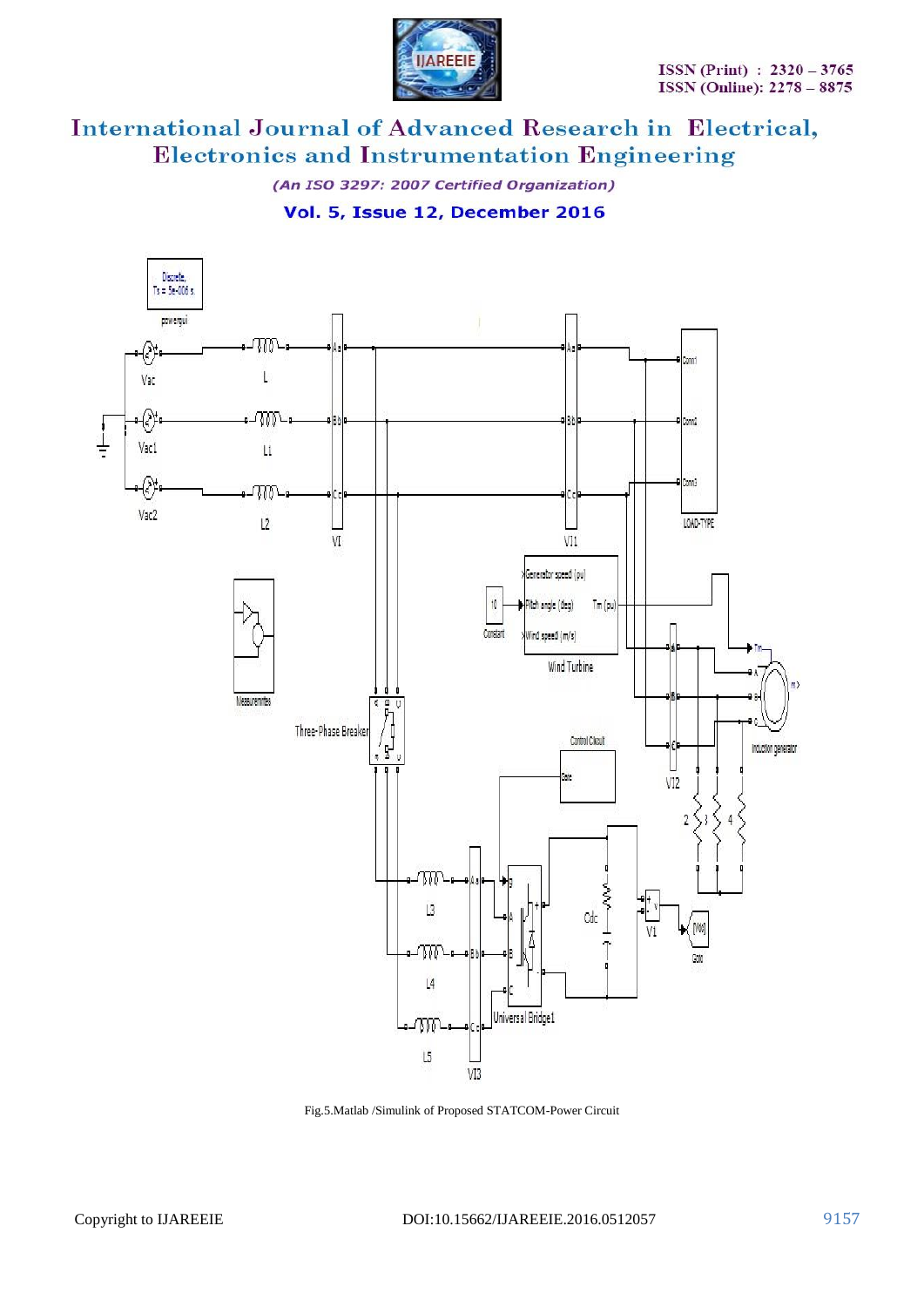Fig.5.Matlab /Simulink of Proposed STATCOM-Power Circuit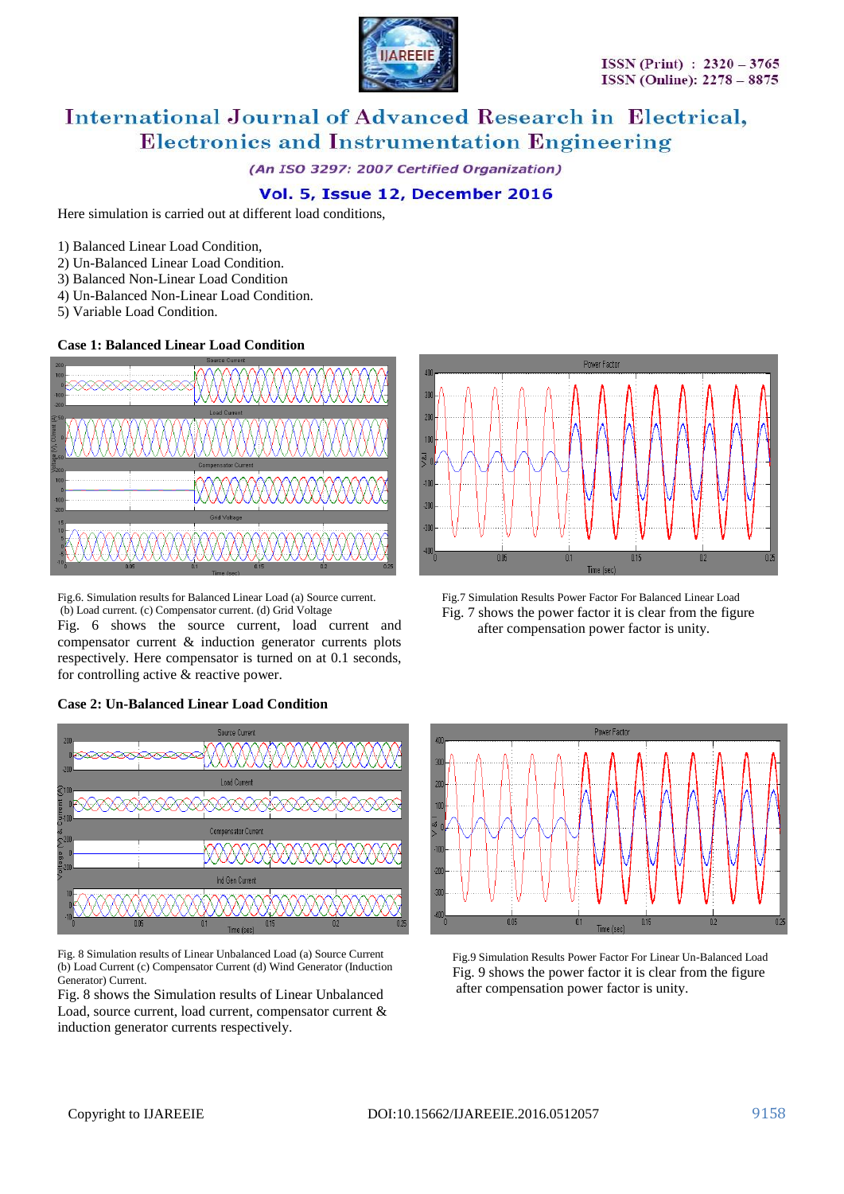Here simulation is carried out at different load conditions,

1) Balanced Linear Load Condition,
2) Un-Balanced Linear Load Condition.
3) Balanced Non-Linear Load Condition
4) Un-Balanced Non-Linear Load Condition.
5) Variable Load Condition.

**Case 1: Balanced Linear Load Condition**

Fig.6. Simulation results for Balanced Linear Load (a) Source current. (b) Load current. (c) Compensator current. (d) Grid Voltage

Fig. 6 shows the source current, load current and compensator current & induction generator currents plots respectively. Here compensator is turned on at 0.1 seconds, for controlling active & reactive power.

Fig.7 Simulation Results Power Factor For Balanced Linear Load

Fig. 7 shows the power factor it is clear from the figure after compensation power factor is unity.

**Case 2: Un-Balanced Linear Load Condition**

Fig. 8 Simulation results of Linear Unbalanced Load (a) Source Current (b) Load Current (c) Compensator Current (d) Wind Generator (Induction Generator) Current.

Fig. 8 shows the Simulation results of Linear Unbalanced Load, source current, load current, compensator current & induction generator currents respectively.

Fig.9 Simulation Results Power Factor For Linear Un-Balanced Load

Fig. 9 shows the power factor it is clear from the figure after compensation power factor is unity.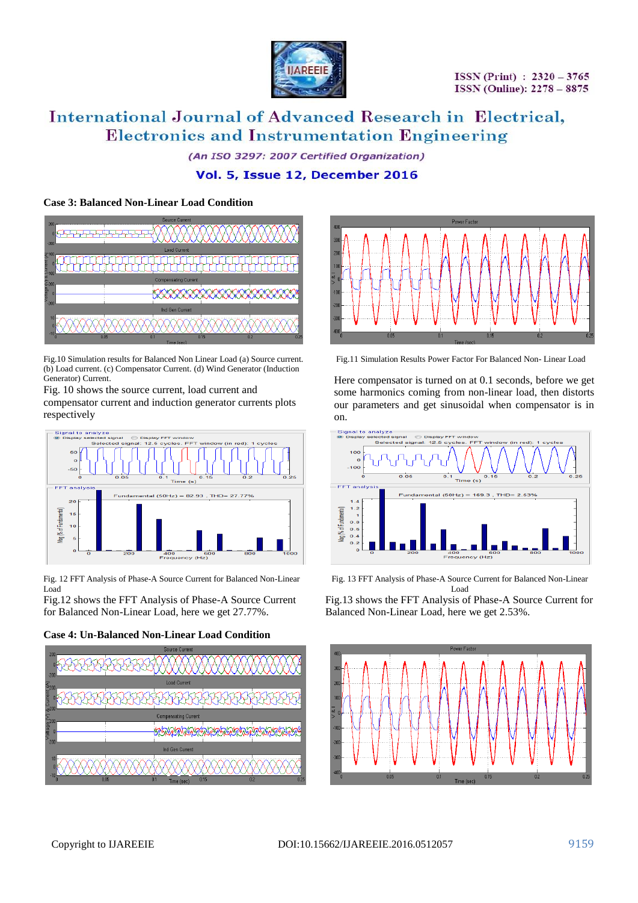### Case 3: Balanced Non-Linear Load Condition

Fig.10 Simulation results for Balanced Non Linear Load (a) Source current. (b) Load current. (c) Compensator Current. (d) Wind Generator (Induction Generator) Current.

Fig. 10 shows the source current, load current and compensator current and induction generator currents plots respectively

Fig.11 Simulation Results Power Factor For Balanced Non- Linear Load

Here compensator is turned on at 0.1 seconds, before we get some harmonics coming from non-linear load, then distorts our parameters and get sinusoidal when compensator is in on.

Fig. 12 FFT Analysis of Phase-A Source Current for Balanced Non-Linear Load

Fig.12 shows the FFT Analysis of Phase-A Source Current for Balanced Non-Linear Load, here we get 27.77%.

Fig. 13 FFT Analysis of Phase-A Source Current for Balanced Non-Linear Load

Fig.13 shows the FFT Analysis of Phase-A Source Current for Balanced Non-Linear Load, here we get 2.53%.

### Case 4: Un-Balanced Non-Linear Load Condition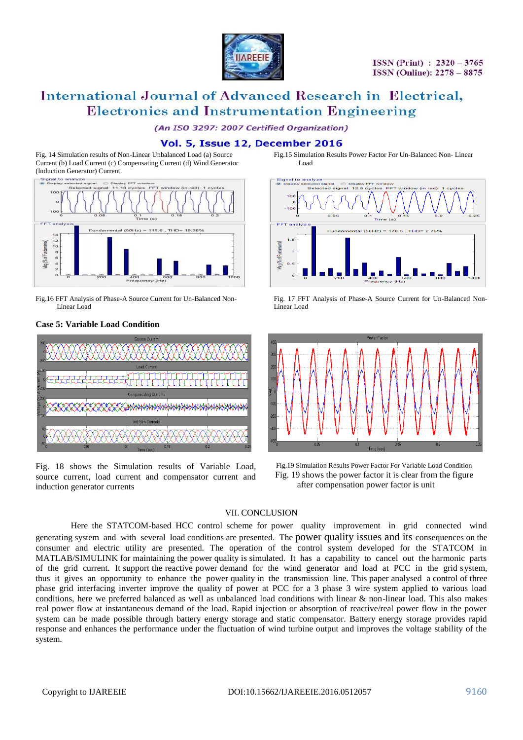Fig. 14 Simulation results of Non-Linear Unbalanced Load (a) Source Current (b) Load Current (c) Compensating Current (d) Wind Generator (Induction Generator) Current.

Fig.15 Simulation Results Power Factor For Un-Balanced Non- Linear Load

Fig.16 FFT Analysis of Phase-A Source Current for Un-Balanced Non-Linear Load

Fig. 17 FFT Analysis of Phase-A Source Current for Un-Balanced Non-Linear Load

**Case 5: Variable Load Condition**

Fig. 18 shows the Simulation results of Variable Load, source current, load current and compensator current and induction generator currents

Fig.19 Simulation Results Power Factor For Variable Load Condition

Fig. 19 shows the power factor it is clear from the figure after compensation power factor is unit

## VII. CONCLUSION

Here the STATCOM-based HCC control scheme for power quality improvement in grid connected wind generating system and with several load conditions are presented. The power quality issues and its consequences on the consumer and electric utility are presented. The operation of the control system developed for the STATCOM in MATLAB/SIMULINK for maintaining the power quality is simulated. It has a capability to cancel out the harmonic parts of the grid current. It support the reactive power demand for the wind generator and load at PCC in the grid system, thus it gives an opportunity to enhance the power quality in the transmission line. This paper analysed a control of three phase grid interfacing inverter improve the quality of power at PCC for a 3 phase 3 wire system applied to various load conditions, here we preferred balanced as well as unbalanced load conditions with linear & non-linear load. This also makes real power flow at instantaneous demand of the load. Rapid injection or absorption of reactive/real power flow in the power system can be made possible through battery energy storage and static compensator. Battery energy storage provides rapid response and enhances the performance under the fluctuation of wind turbine output and improves the voltage stability of the system.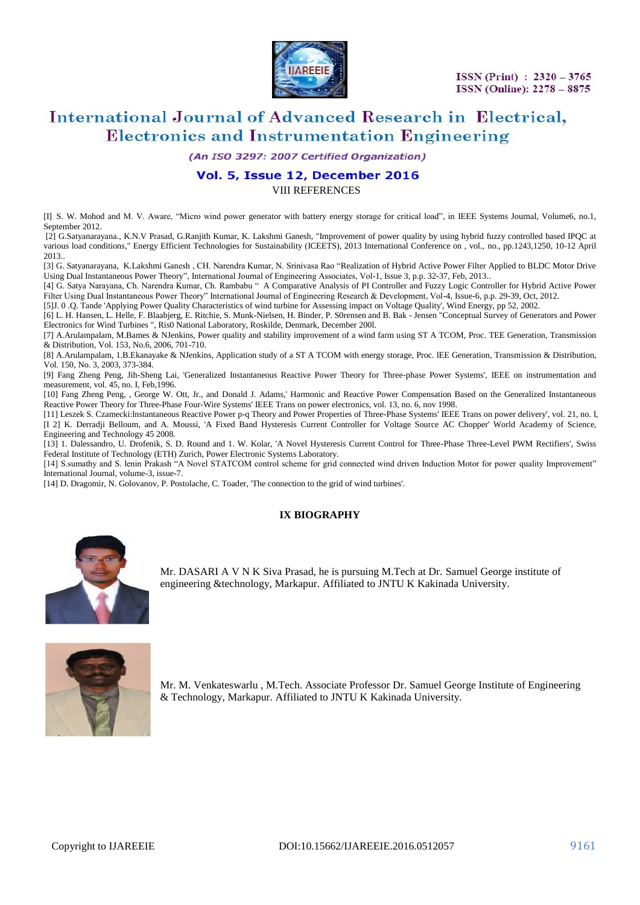## VIII REFERENCES

[I] S. W. Mohod and M. V. Aware, “Micro wind power generator with battery energy storage for critical load”, in IEEE Systems Journal, Volume6, no.1, September 2012.

[2] G.Satyanarayana., K.N.V Prasad, G.Ranjith Kumar, K. Lakshmi Ganesh, "Improvement of power quality by using hybrid fuzzy controlled based IPQC at various load conditions," Energy Efficient Technologies for Sustainability (ICEETS), 2013 International Conference on , vol., no., pp.1243,1250, 10-12 April 2013..

[3] G. Satyanarayana, K.Lakshmi Ganesh , CH. Narendra Kumar, N. Srinivasa Rao “Realization of Hybrid Active Power Filter Applied to BLDC Motor Drive Using Dual Instantaneous Power Theory”, International Journal of Engineering Associates, Vol-1, Issue 3, p.p. 32-37, Feb, 2013..

[4] G. Satya Narayana, Ch. Narendra Kumar, Ch. Rambabu “ A Comparative Analysis of PI Controller and Fuzzy Logic Controller for Hybrid Active Power Filter Using Dual Instantaneous Power Theory” International Journal of Engineering Research & Development, Vol-4, Issue-6, p.p. 29-39, Oct, 2012.

[5]J. 0 .Q. Tande 'Applying Power Quality Characteristics of wind turbine for Assessing impact on Voltage Quality', Wind Energy, pp 52, 2002.

[6] L. H. Hansen, L. Helle, F. Blaabjerg, E. Ritchie, S. Munk-Nielsen, H. Binder, P. S0rensen and B. Bak - Jensen "Conceptual Survey of Generators and Power Electronics for Wind Turbines ", Ris0 National Laboratory, Roskilde, Denmark, December 200l.

[7] A.Arulampalam, M.Bames & NJenkins, Power quality and stability improvement of a wind farm using ST A TCOM, Proc. TEE Generation, Transmission & Distribution, Vol. 153, No.6, 2006, 701-710.

[8] A.Arulampalam, 1.B.Ekanayake & NJenkins, Application study of a ST A TCOM with energy storage, Proc. lEE Generation, Transmission & Distribution, Vol. 150, No. 3, 2003, 373-384.

[9] Fang Zheng Peng, Jih-Sheng Lai, 'Generalized Instantaneous Reactive Power Theory for Three-phase Power Systems', IEEE on instrumentation and measurement, vol. 45, no. I, Feb,1996.

[10] Fang Zheng Peng, , George W. Ott, Jr., and Donald J. Adams,' Harmonic and Reactive Power Compensation Based on the Generalized Instantaneous Reactive Power Theory for Three-Phase Four-Wire Systems' IEEE Trans on power electronics, vol. 13, no. 6, nov 1998.

[11] Leszek S. Czarnecki:Instantaneous Reactive Power p-q Theory and Power Properties of Three-Phase Systems' IEEE Trans on power delivery', vol. 21, no. I,

[I 2] K. Derradji Belloum, and A. Moussi, 'A Fixed Band Hysteresis Current Controller for Voltage Source AC Chopper' World Academy of Science, Engineering and Technology 45 2008.

[13] 1. Dalessandro, U. Drofenik, S. D. Round and 1. W. Kolar, 'A Novel Hysteresis Current Control for Three-Phase Three-Level PWM Rectifiers', Swiss Federal Institute of Technology (ETH) Zurich, Power Electronic Systems Laboratory.

[14] S.sumathy and S. lenin Prakash “A Novel STATCOM control scheme for grid connected wind driven Induction Motor for power quality Improvement” International Journal, volume-3, issue-7.

[14] D. Dragomir, N. Golovanov, P. Postolache, C. Toader, 'The connection to the grid of wind turbines'.

## IX BIOGRAPHY

Mr. DASARI A V N K Siva Prasad, he is pursuing M.Tech at Dr. Samuel George institute of engineering &technology, Markapur. Affiliated to JNTU K Kakinada University.

Mr. M. Venkateswarlu , M.Tech. Associate Professor Dr. Samuel George Institute of Engineering & Technology, Markapur. Affiliated to JNTU K Kakinada University.